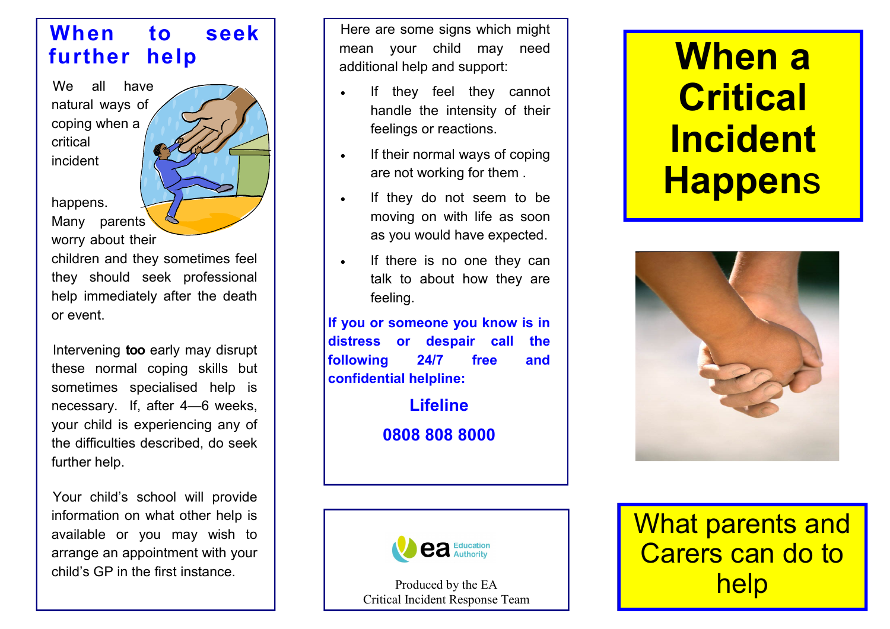## When to seek further help

We all have natural ways of coping when a critical incident happens. Many parents worry about their children and they sometimes feel they should seek professional help immediately after the death or event.

Intervening **too** early may disrupt these normal coping skills but sometimes specialised help is necessary. If, after 4—6 weeks, your child is experiencing any of the difficulties described, do seek further help.

Your child's school will provide information on what other help is available or you may wish to arrange an appointment with your child's GP in the first instance.

Here are some signs which might mean your child may need additional help and support:

- If they feel they cannot handle the intensity of their feelings or reactions.
- If their normal ways of coping are not working for them .
- If they do not seem to be moving on with life as soon as you would have expected.
- If there is no one they can talk to about how they are feeling.

**If you or someone you know is in distress or despair call the following 24/7 free and confidential helpline:**

**Lifeline**

**0808 808 8000**

ea Education Authority

Produced by the EA
Critical Incident Response Team

# When a Critical Incident Happens

## What parents and Carers can do to help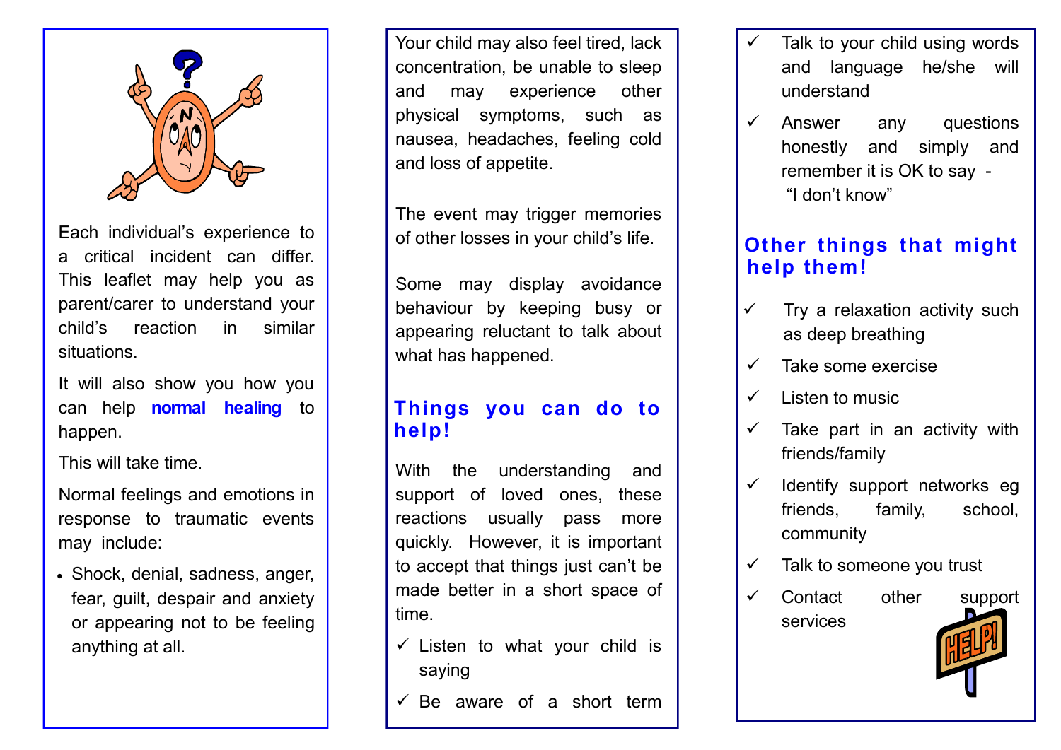Each individual's experience to a critical incident can differ. This leaflet may help you as parent/carer to understand your child's reaction in similar situations.

It will also show you how you can help **normal healing** to happen.

This will take time.

Normal feelings and emotions in response to traumatic events may include:

- Shock, denial, sadness, anger, fear, guilt, despair and anxiety or appearing not to be feeling anything at all.

Your child may also feel tired, lack concentration, be unable to sleep and may experience other physical symptoms, such as nausea, headaches, feeling cold and loss of appetite.

The event may trigger memories of other losses in your child's life.

Some may display avoidance behaviour by keeping busy or appearing reluctant to talk about what has happened.

## Things you can do to help!

With the understanding and support of loved ones, these reactions usually pass more quickly. However, it is important to accept that things just can't be made better in a short space of time.

- ✓ Listen to what your child is saying
- ✓ Be aware of a short term
- ✓ Talk to your child using words and language he/she will understand
- ✓ Answer any questions honestly and simply and remember it is OK to say - "I don't know"

## Other things that might help them!

- ✓ Try a relaxation activity such as deep breathing
- ✓ Take some exercise
- ✓ Listen to music
- ✓ Take part in an activity with friends/family
- ✓ Identify support networks eg friends, family, school, community
- ✓ Talk to someone you trust
- ✓ Contact other support services